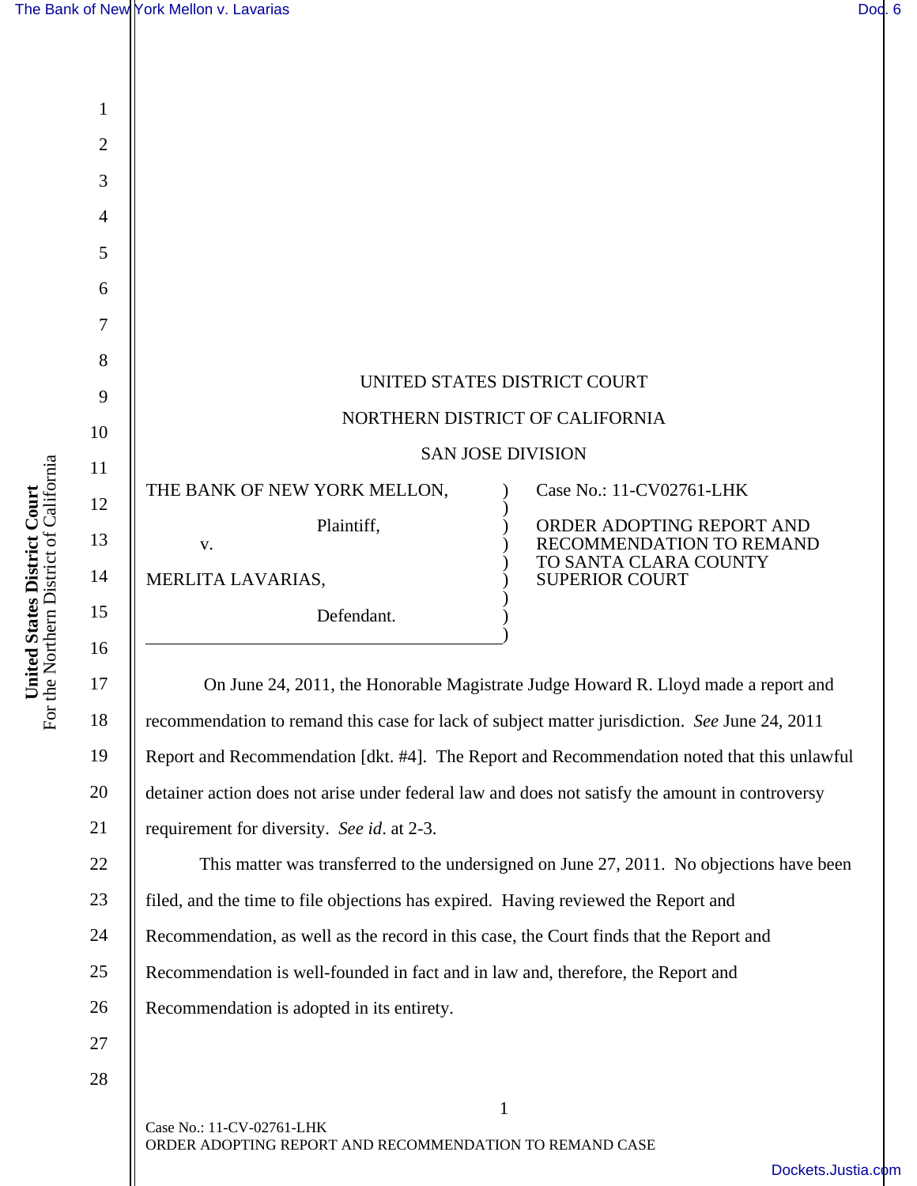UNITED STATES DISTRICT COURT

NORTHERN DISTRICT OF CALIFORNIA

SAN JOSE DIVISION

THE BANK OF NEW YORK MELLON,

Plaintiff,

v.

MERLITA LAVARIAS,

Defendant.

Case No.: 11-CV02761-LHK

ORDER ADOPTING REPORT AND RECOMMENDATION TO REMAND TO SANTA CLARA COUNTY SUPERIOR COURT

On June 24, 2011, the Honorable Magistrate Judge Howard R. Lloyd made a report and recommendation to remand this case for lack of subject matter jurisdiction. *See* June 24, 2011 Report and Recommendation [dkt. #4]. The Report and Recommendation noted that this unlawful detainer action does not arise under federal law and does not satisfy the amount in controversy requirement for diversity. *See id*. at 2-3.

This matter was transferred to the undersigned on June 27, 2011. No objections have been filed, and the time to file objections has expired. Having reviewed the Report and Recommendation, as well as the record in this case, the Court finds that the Report and Recommendation is well-founded in fact and in law and, therefore, the Report and Recommendation is adopted in its entirety.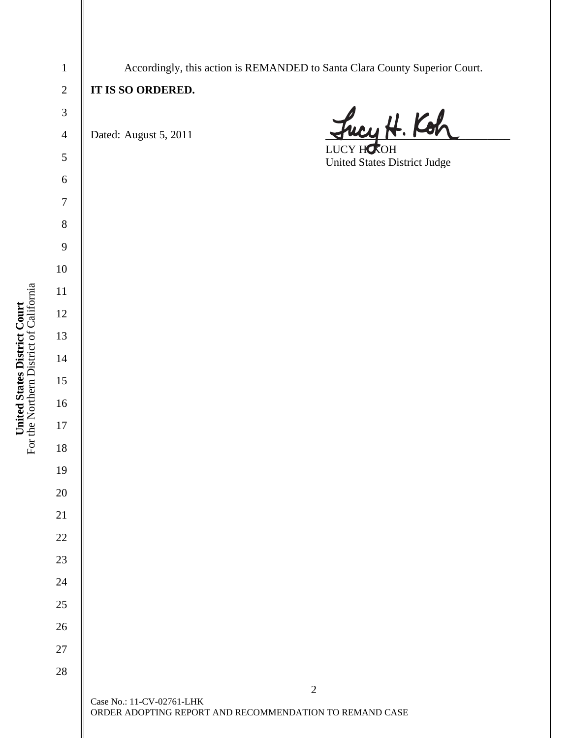Accordingly, this action is REMANDED to Santa Clara County Superior Court.

**IT IS SO ORDERED.**

Dated: August 5, 2011

LUCY H. KOH
United States District Judge

Case No.: 11-CV-02761-LHK
ORDER ADOPTING REPORT AND RECOMMENDATION TO REMAND CASE